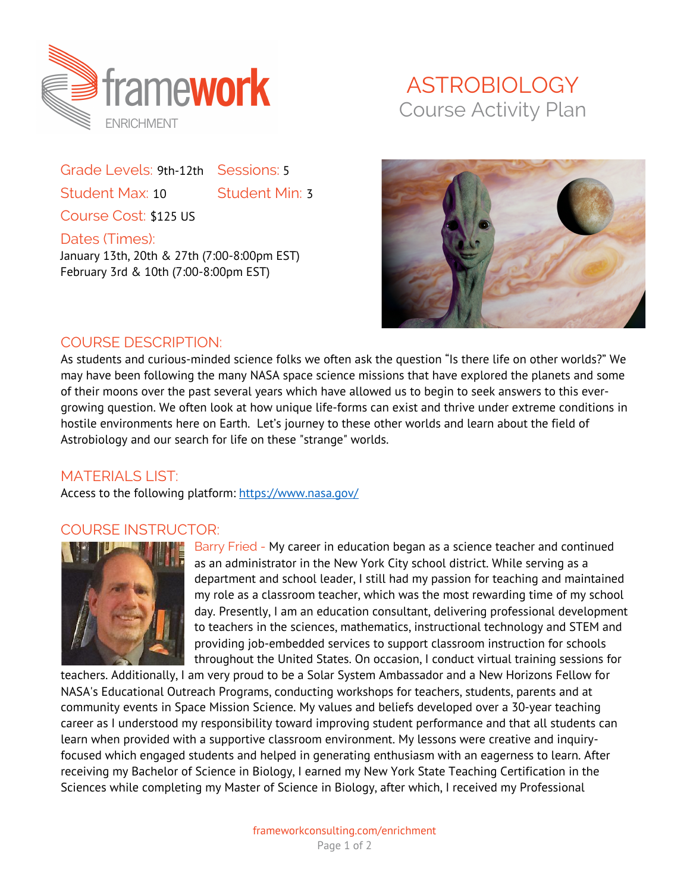framework ENRICHMENT

# ASTROBIOLOGY
## Course Activity Plan

**Grade Levels:** 9th-12th
**Sessions:** 5
**Student Max:** 10
**Student Min:** 3
**Course Cost:** $125 US

**Dates (Times):**
January 13th, 20th & 27th (7:00-8:00pm EST)
February 3rd & 10th (7:00-8:00pm EST)

## COURSE DESCRIPTION:

As students and curious-minded science folks we often ask the question "Is there life on other worlds?" We may have been following the many NASA space science missions that have explored the planets and some of their moons over the past several years which have allowed us to begin to seek answers to this ever-growing question. We often look at how unique life-forms can exist and thrive under extreme conditions in hostile environments here on Earth. Let's journey to these other worlds and learn about the field of Astrobiology and our search for life on these "strange" worlds.

## MATERIALS LIST:

Access to the following platform: https://www.nasa.gov/

## COURSE INSTRUCTOR:

Barry Fried - My career in education began as a science teacher and continued as an administrator in the New York City school district. While serving as a department and school leader, I still had my passion for teaching and maintained my role as a classroom teacher, which was the most rewarding time of my school day. Presently, I am an education consultant, delivering professional development to teachers in the sciences, mathematics, instructional technology and STEM and providing job-embedded services to support classroom instruction for schools throughout the United States. On occasion, I conduct virtual training sessions for teachers. Additionally, I am very proud to be a Solar System Ambassador and a New Horizons Fellow for NASA's Educational Outreach Programs, conducting workshops for teachers, students, parents and at community events in Space Mission Science. My values and beliefs developed over a 30-year teaching career as I understood my responsibility toward improving student performance and that all students can learn when provided with a supportive classroom environment. My lessons were creative and inquiry-focused which engaged students and helped in generating enthusiasm with an eagerness to learn. After receiving my Bachelor of Science in Biology, I earned my New York State Teaching Certification in the Sciences while completing my Master of Science in Biology, after which, I received my Professional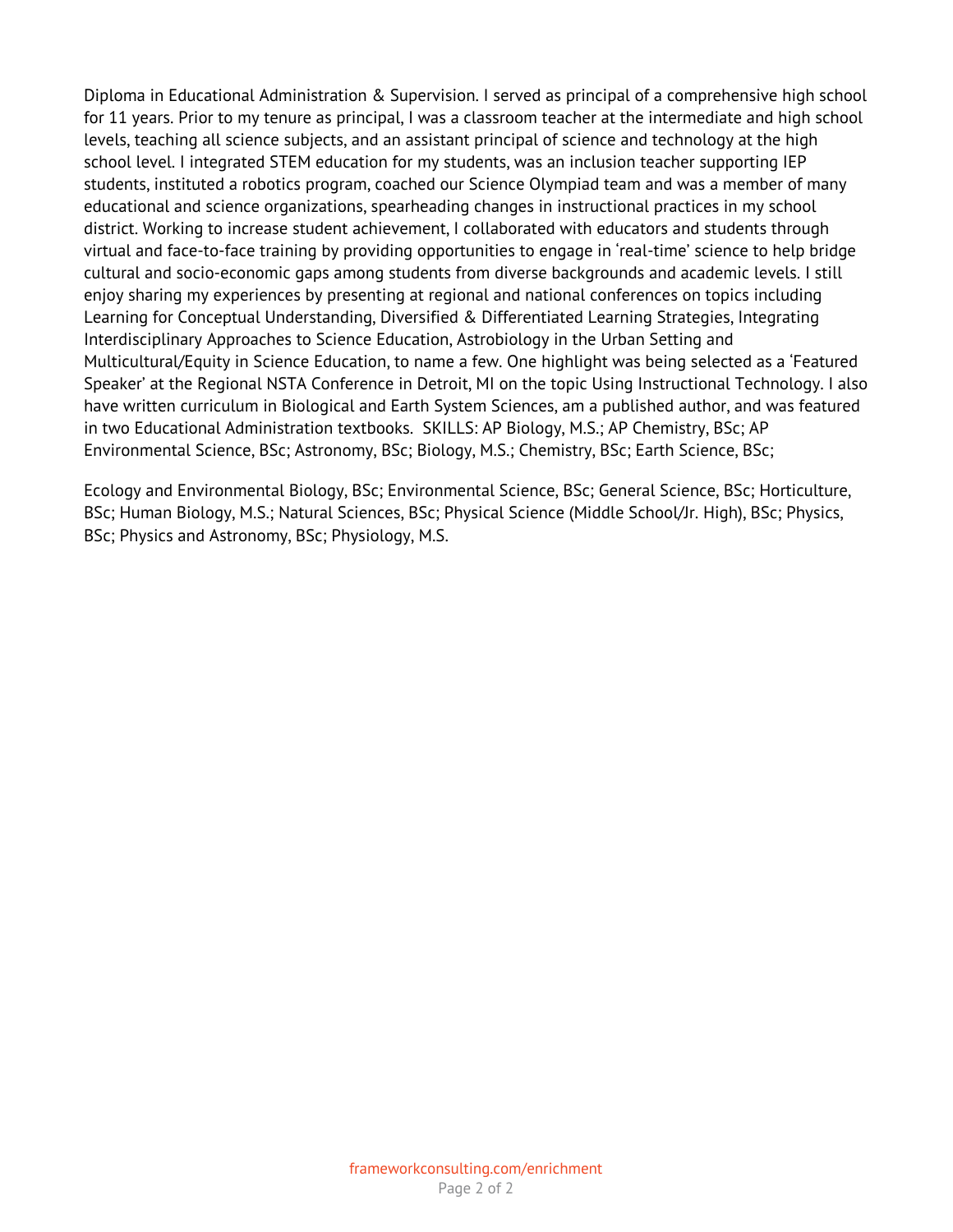Diploma in Educational Administration & Supervision. I served as principal of a comprehensive high school for 11 years. Prior to my tenure as principal, I was a classroom teacher at the intermediate and high school levels, teaching all science subjects, and an assistant principal of science and technology at the high school level. I integrated STEM education for my students, was an inclusion teacher supporting IEP students, instituted a robotics program, coached our Science Olympiad team and was a member of many educational and science organizations, spearheading changes in instructional practices in my school district. Working to increase student achievement, I collaborated with educators and students through virtual and face-to-face training by providing opportunities to engage in 'real-time' science to help bridge cultural and socio-economic gaps among students from diverse backgrounds and academic levels. I still enjoy sharing my experiences by presenting at regional and national conferences on topics including Learning for Conceptual Understanding, Diversified & Differentiated Learning Strategies, Integrating Interdisciplinary Approaches to Science Education, Astrobiology in the Urban Setting and Multicultural/Equity in Science Education, to name a few. One highlight was being selected as a 'Featured Speaker' at the Regional NSTA Conference in Detroit, MI on the topic Using Instructional Technology. I also have written curriculum in Biological and Earth System Sciences, am a published author, and was featured in two Educational Administration textbooks. SKILLS: AP Biology, M.S.; AP Chemistry, BSc; AP Environmental Science, BSc; Astronomy, BSc; Biology, M.S.; Chemistry, BSc; Earth Science, BSc;

Ecology and Environmental Biology, BSc; Environmental Science, BSc; General Science, BSc; Horticulture, BSc; Human Biology, M.S.; Natural Sciences, BSc; Physical Science (Middle School/Jr. High), BSc; Physics, BSc; Physics and Astronomy, BSc; Physiology, M.S.

frameworkconsulting.com/enrichment